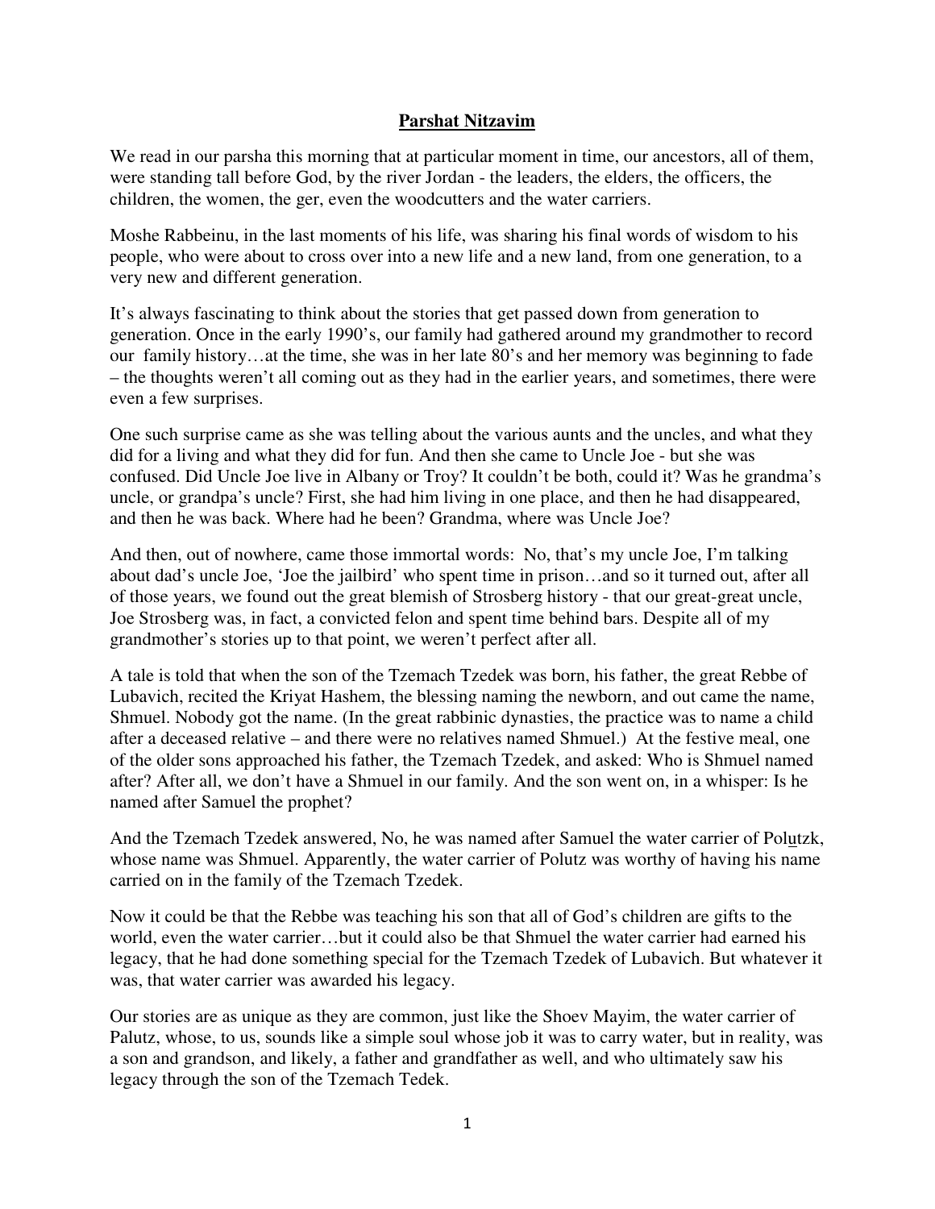# **Parshat Nitzavim**

We read in our parsha this morning that at particular moment in time, our ancestors, all of them, were standing tall before God, by the river Jordan - the leaders, the elders, the officers, the children, the women, the ger, even the woodcutters and the water carriers.

Moshe Rabbeinu, in the last moments of his life, was sharing his final words of wisdom to his people, who were about to cross over into a new life and a new land, from one generation, to a very new and different generation.

It's always fascinating to think about the stories that get passed down from generation to generation. Once in the early 1990's, our family had gathered around my grandmother to record our family history…at the time, she was in her late 80's and her memory was beginning to fade – the thoughts weren't all coming out as they had in the earlier years, and sometimes, there were even a few surprises.

One such surprise came as she was telling about the various aunts and the uncles, and what they did for a living and what they did for fun. And then she came to Uncle Joe - but she was confused. Did Uncle Joe live in Albany or Troy? It couldn't be both, could it? Was he grandma's uncle, or grandpa's uncle? First, she had him living in one place, and then he had disappeared, and then he was back. Where had he been? Grandma, where was Uncle Joe?

And then, out of nowhere, came those immortal words: No, that's my uncle Joe, I'm talking about dad's uncle Joe, 'Joe the jailbird' who spent time in prison…and so it turned out, after all of those years, we found out the great blemish of Strosberg history - that our great-great uncle, Joe Strosberg was, in fact, a convicted felon and spent time behind bars. Despite all of my grandmother's stories up to that point, we weren't perfect after all.

A tale is told that when the son of the Tzemach Tzedek was born, his father, the great Rebbe of Lubavich, recited the Kriyat Hashem, the blessing naming the newborn, and out came the name, Shmuel. Nobody got the name. (In the great rabbinic dynasties, the practice was to name a child after a deceased relative – and there were no relatives named Shmuel.) At the festive meal, one of the older sons approached his father, the Tzemach Tzedek, and asked: Who is Shmuel named after? After all, we don't have a Shmuel in our family. And the son went on, in a whisper: Is he named after Samuel the prophet?

And the Tzemach Tzedek answered, No, he was named after Samuel the water carrier of Pol<u>u</u>tzk, whose name was Shmuel. Apparently, the water carrier of Polutz was worthy of having his name carried on in the family of the Tzemach Tzedek.

Now it could be that the Rebbe was teaching his son that all of God's children are gifts to the world, even the water carrier…but it could also be that Shmuel the water carrier had earned his legacy, that he had done something special for the Tzemach Tzedek of Lubavich. But whatever it was, that water carrier was awarded his legacy.

Our stories are as unique as they are common, just like the Shoev Mayim, the water carrier of Palutz, whose, to us, sounds like a simple soul whose job it was to carry water, but in reality, was a son and grandson, and likely, a father and grandfather as well, and who ultimately saw his legacy through the son of the Tzemach Tedek.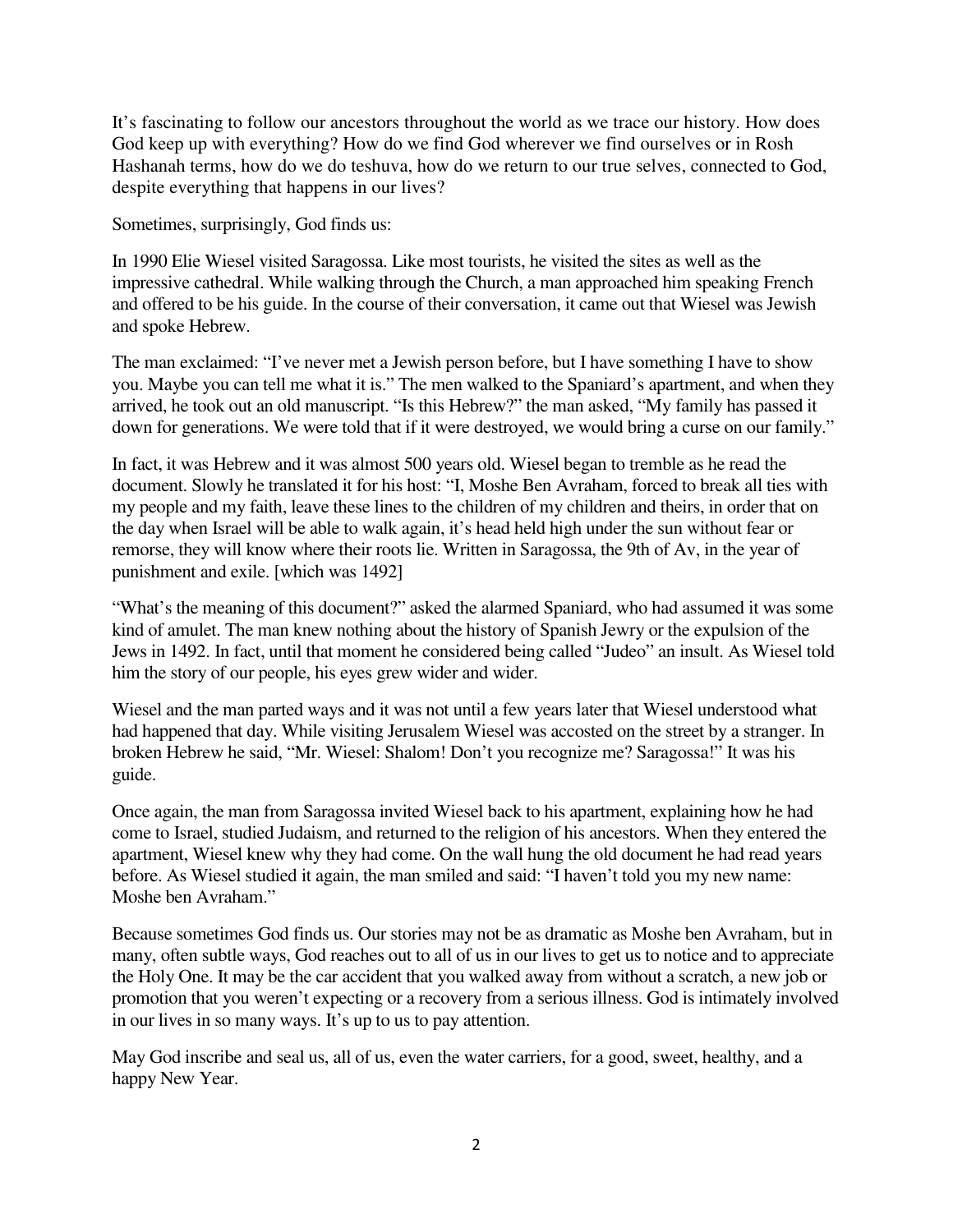It's fascinating to follow our ancestors throughout the world as we trace our history. How does God keep up with everything? How do we find God wherever we find ourselves or in Rosh Hashanah terms, how do we do teshuva, how do we return to our true selves, connected to God, despite everything that happens in our lives?

Sometimes, surprisingly, God finds us:

In 1990 Elie Wiesel visited Saragossa. Like most tourists, he visited the sites as well as the impressive cathedral. While walking through the Church, a man approached him speaking French and offered to be his guide. In the course of their conversation, it came out that Wiesel was Jewish and spoke Hebrew.

The man exclaimed: "I've never met a Jewish person before, but I have something I have to show you. Maybe you can tell me what it is." The men walked to the Spaniard's apartment, and when they arrived, he took out an old manuscript. "Is this Hebrew?" the man asked, "My family has passed it down for generations. We were told that if it were destroyed, we would bring a curse on our family."

In fact, it was Hebrew and it was almost 500 years old. Wiesel began to tremble as he read the document. Slowly he translated it for his host: "I, Moshe Ben Avraham, forced to break all ties with my people and my faith, leave these lines to the children of my children and theirs, in order that on the day when Israel will be able to walk again, it's head held high under the sun without fear or remorse, they will know where their roots lie. Written in Saragossa, the 9th of Av, in the year of punishment and exile. [which was 1492]

"What's the meaning of this document?" asked the alarmed Spaniard, who had assumed it was some kind of amulet. The man knew nothing about the history of Spanish Jewry or the expulsion of the Jews in 1492. In fact, until that moment he considered being called "Judeo" an insult. As Wiesel told him the story of our people, his eyes grew wider and wider.

Wiesel and the man parted ways and it was not until a few years later that Wiesel understood what had happened that day. While visiting Jerusalem Wiesel was accosted on the street by a stranger. In broken Hebrew he said, "Mr. Wiesel: Shalom! Don't you recognize me? Saragossa!" It was his guide.

Once again, the man from Saragossa invited Wiesel back to his apartment, explaining how he had come to Israel, studied Judaism, and returned to the religion of his ancestors. When they entered the apartment, Wiesel knew why they had come. On the wall hung the old document he had read years before. As Wiesel studied it again, the man smiled and said: "I haven't told you my new name: Moshe ben Avraham."

Because sometimes God finds us. Our stories may not be as dramatic as Moshe ben Avraham, but in many, often subtle ways, God reaches out to all of us in our lives to get us to notice and to appreciate the Holy One. It may be the car accident that you walked away from without a scratch, a new job or promotion that you weren't expecting or a recovery from a serious illness. God is intimately involved in our lives in so many ways. It's up to us to pay attention.

May God inscribe and seal us, all of us, even the water carriers, for a good, sweet, healthy, and a happy New Year.